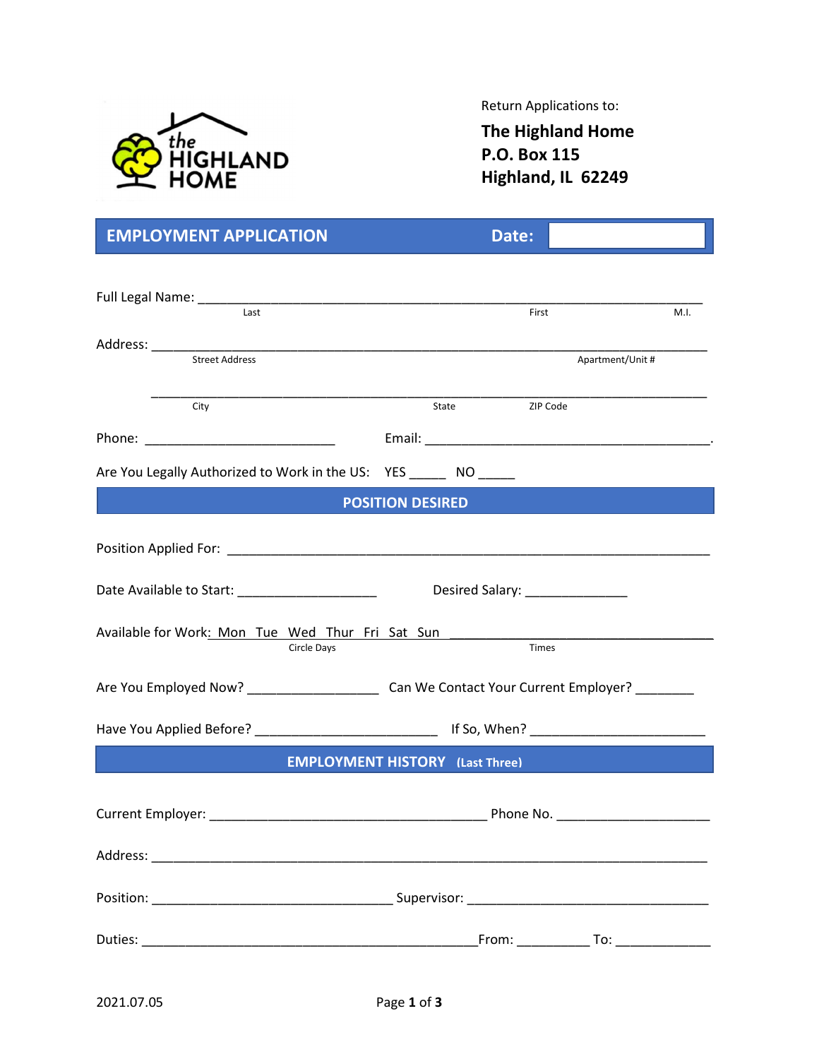the HIGHLAND HOME

Return Applications to:

**The Highland Home**
**P.O. Box 115**
**Highland, IL 62249**

## EMPLOYMENT APPLICATION

**Date:** ____________

Full Legal Name: ______________________________________________________________
Last First M.I.

Address: ______________________________________________________________
Street Address Apartment/Unit #

______________________________________________________________
City State ZIP Code

Phone: ___________________________ Email: ________________________________________.

Are You Legally Authorized to Work in the US: YES _____ NO _____

## POSITION DESIRED

Position Applied For: ______________________________________________________________

Date Available to Start: ____________________ Desired Salary: ______________

Available for Work: Mon Tue Wed Thur Fri Sat Sun ____________________________________
Circle Days Times

Are You Employed Now? __________________ Can We Contact Your Current Employer? ________

Have You Applied Before? _________________________ If So, When? ________________________

## EMPLOYMENT HISTORY (Last Three)

Current Employer: ________________________________________ Phone No. _____________________

Address: ______________________________________________________________

Position: __________________________________ Supervisor: __________________________________

Duties: _______________________________________________ From: __________ To: _____________

2021.07.05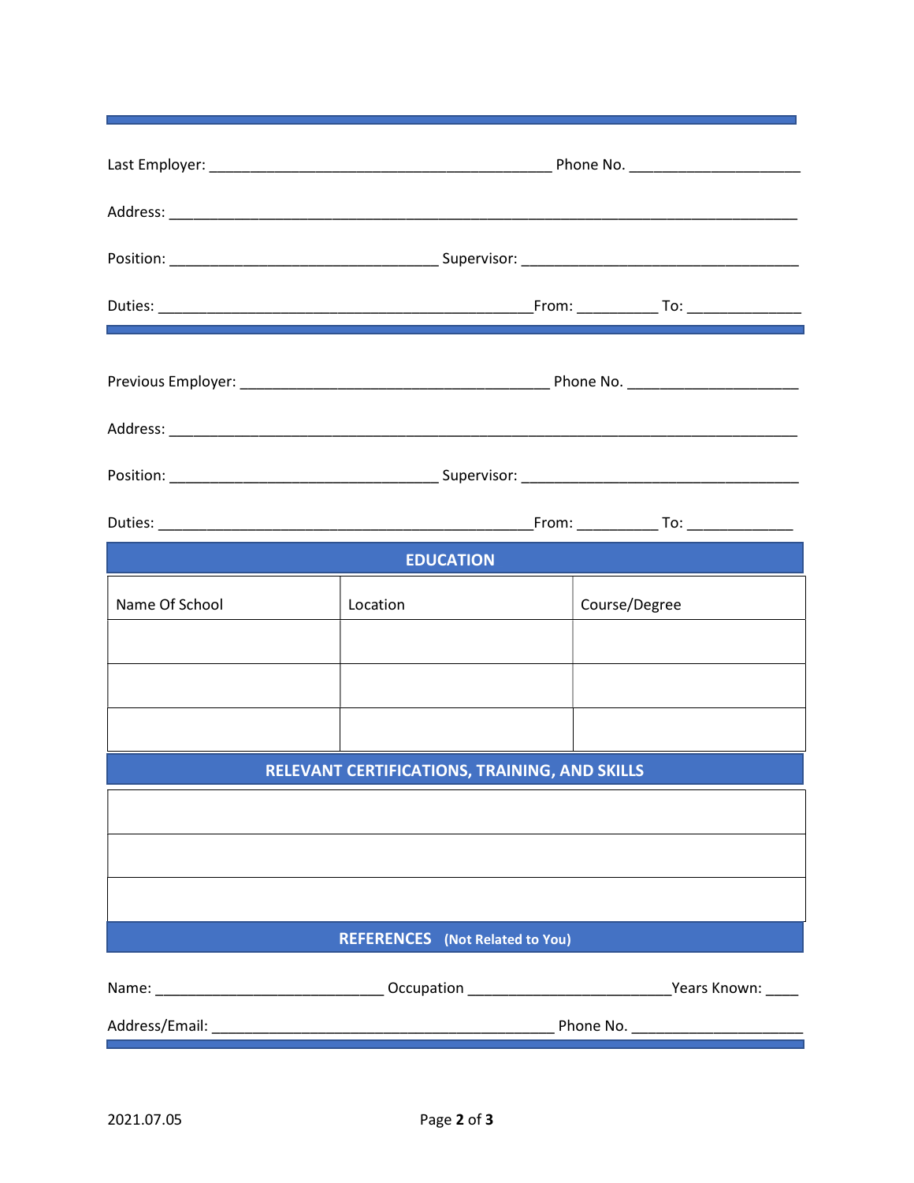Last Employer: ___________________________________________ Phone No. _____________________

Address: _______________________________________________________________________________

Position: _________________________________ Supervisor: ___________________________________

Duties: _______________________________________________From: __________ To: ______________

Previous Employer: _______________________________________ Phone No. _____________________

Address: _______________________________________________________________________________

Position: _________________________________ Supervisor: ___________________________________

Duties: _______________________________________________From: __________ To: _____________

## EDUCATION

| Name Of School | Location | Course/Degree |
|---|---|---|
| | | |
| | | |
| | | |

## RELEVANT CERTIFICATIONS, TRAINING, AND SKILLS

| |
|---|
| |
| |
| |

## REFERENCES (Not Related to You)

Name: _____________________________ Occupation _________________________Years Known: ____

Address/Email: ___________________________________________ Phone No. _____________________

2021.07.05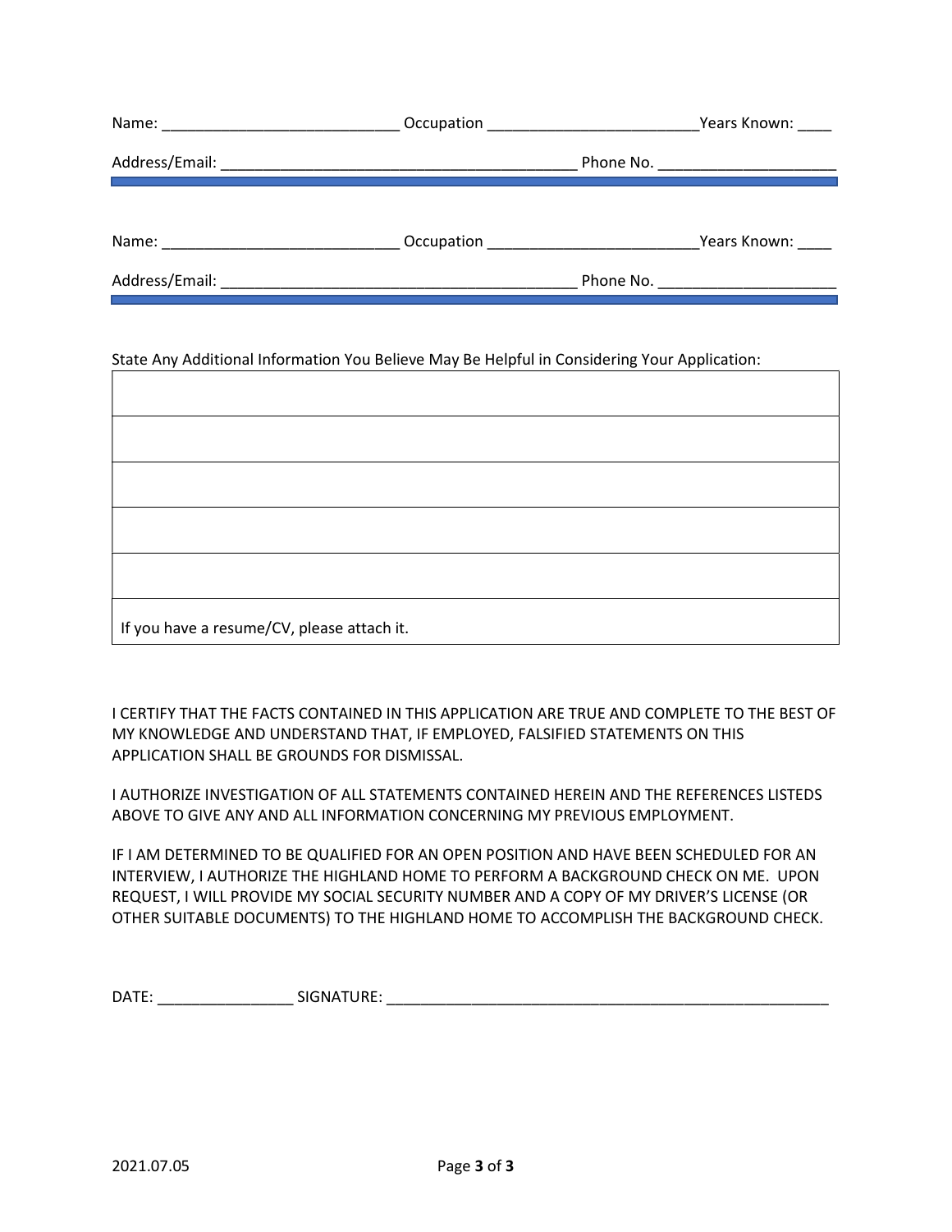Name: ____________________________ Occupation ________________________ Years Known: ____

Address/Email: ________________________________________ Phone No. ____________________

---

Name: ____________________________ Occupation ________________________ Years Known: ____

Address/Email: ________________________________________ Phone No. ____________________

---

State Any Additional Information You Believe May Be Helpful in Considering Your Application:

| |
|---|
| |
| |
| |
| |
| |
| If you have a resume/CV, please attach it. |

I CERTIFY THAT THE FACTS CONTAINED IN THIS APPLICATION ARE TRUE AND COMPLETE TO THE BEST OF MY KNOWLEDGE AND UNDERSTAND THAT, IF EMPLOYED, FALSIFIED STATEMENTS ON THIS APPLICATION SHALL BE GROUNDS FOR DISMISSAL.

I AUTHORIZE INVESTIGATION OF ALL STATEMENTS CONTAINED HEREIN AND THE REFERENCES LISTEDS ABOVE TO GIVE ANY AND ALL INFORMATION CONCERNING MY PREVIOUS EMPLOYMENT.

IF I AM DETERMINED TO BE QUALIFIED FOR AN OPEN POSITION AND HAVE BEEN SCHEDULED FOR AN INTERVIEW, I AUTHORIZE THE HIGHLAND HOME TO PERFORM A BACKGROUND CHECK ON ME. UPON REQUEST, I WILL PROVIDE MY SOCIAL SECURITY NUMBER AND A COPY OF MY DRIVER'S LICENSE (OR OTHER SUITABLE DOCUMENTS) TO THE HIGHLAND HOME TO ACCOMPLISH THE BACKGROUND CHECK.

DATE: ________________ SIGNATURE: ______________________________________________________

2021.07.05